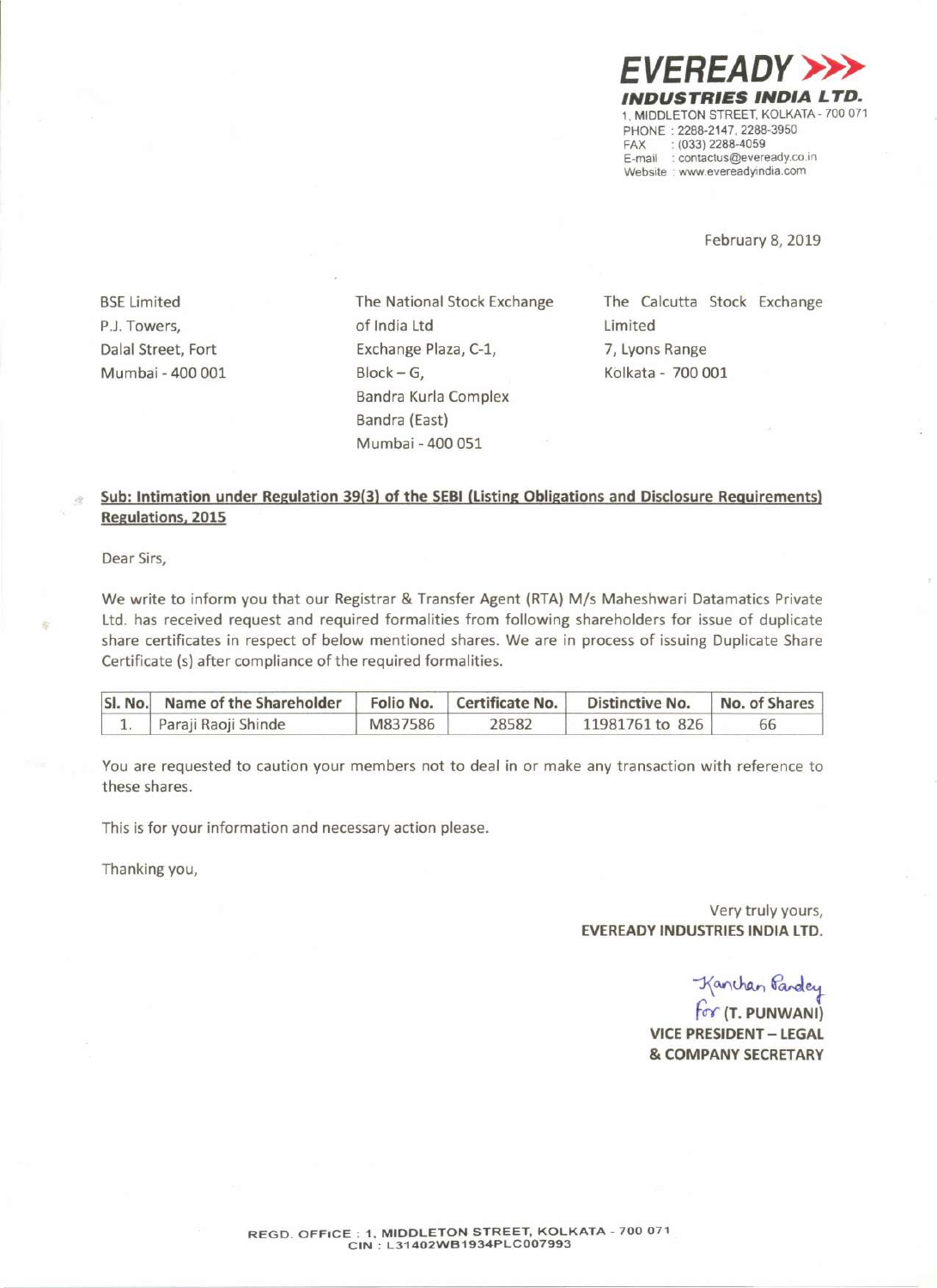**EVEREADY**
**INDUSTRIES INDIA LTD.**
1, MIDDLETON STREET, KOLKATA - 700 071
PHONE : 2288-2147, 2288-3950
FAX : (033) 2288-4059
E-mail : contactus@eveready.co.in
Website : www.evereadyindia.com

February 8, 2019

BSE Limited
P.J. Towers,
Dalal Street, Fort
Mumbai - 400 001

The National Stock Exchange of India Ltd
Exchange Plaza, C-1,
Block – G,
Bandra Kurla Complex
Bandra (East)
Mumbai - 400 051

The Calcutta Stock Exchange Limited
7, Lyons Range
Kolkata - 700 001

**Sub: Intimation under Regulation 39(3) of the SEBI (Listing Obligations and Disclosure Requirements) Regulations, 2015**

Dear Sirs,

We write to inform you that our Registrar & Transfer Agent (RTA) M/s Maheshwari Datamatics Private Ltd. has received request and required formalities from following shareholders for issue of duplicate share certificates in respect of below mentioned shares. We are in process of issuing Duplicate Share Certificate (s) after compliance of the required formalities.

| Sl. No. | Name of the Shareholder | Folio No. | Certificate No. | Distinctive No. | No. of Shares |
|---|---|---|---|---|---|
| 1. | Paraji Raoji Shinde | M837586 | 28582 | 11981761 to 826 | 66 |

You are requested to caution your members not to deal in or make any transaction with reference to these shares.

This is for your information and necessary action please.

Thanking you,

Very truly yours,
**EVEREADY INDUSTRIES INDIA LTD.**

Kanchan Pandey
For **(T. PUNWANI)**
**VICE PRESIDENT – LEGAL**
**& COMPANY SECRETARY**

REGD. OFFICE : 1, MIDDLETON STREET, KOLKATA - 700 071
CIN : L31402WB1934PLC007993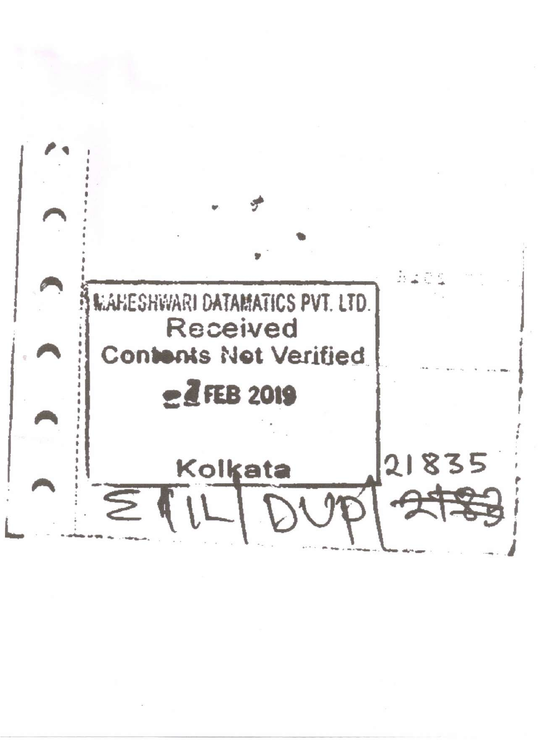MAHESHWARI DATAMATICS PVT. LTD.

Received

Contents Not Verified

2 FEB 2019

Kolkata

21835

EIL | DUP | ~~2183~~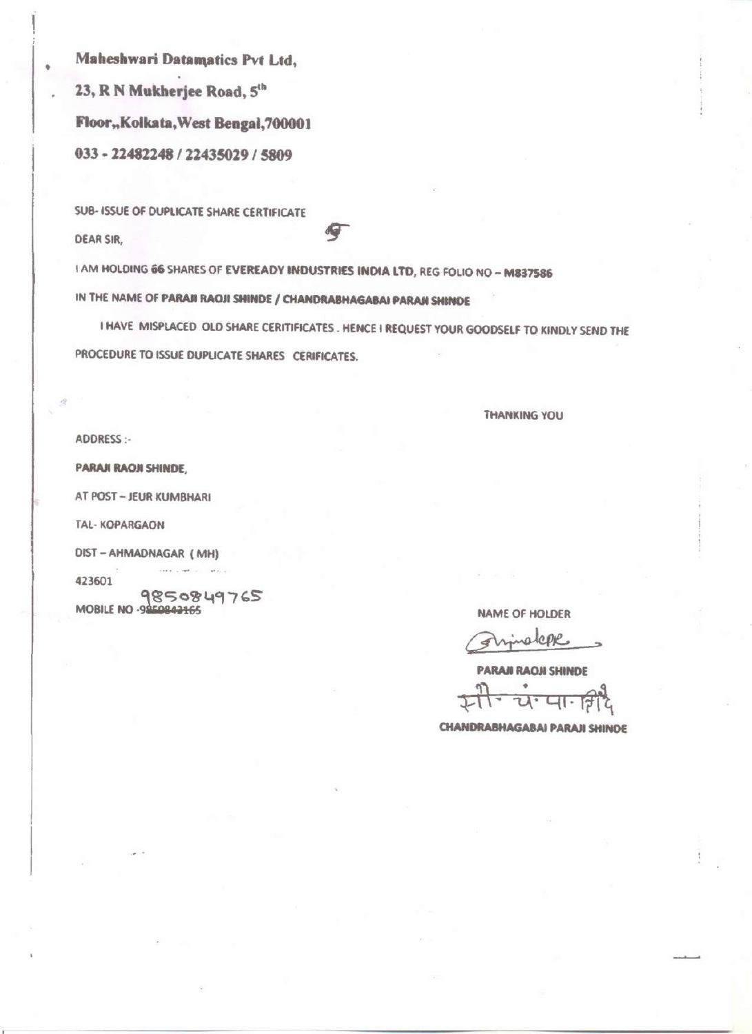**Maheshwari Datamatics Pvt Ltd,**

**23, R N Mukherjee Road, 5th**

**Floor,,Kolkata,West Bengal,700001**

**033 - 22482248 / 22435029 / 5809**

SUB- ISSUE OF DUPLICATE SHARE CERTIFICATE

DEAR SIR,

I AM HOLDING **66** SHARES OF **EVEREADY INDUSTRIES INDIA LTD**, REG FOLIO NO – **M837586**

IN THE NAME OF **PARAJI RAOJI SHINDE / CHANDRABHAGABAI PARAJI SHINDE**

I HAVE MISPLACED OLD SHARE CERITIFICATES . HENCE I REQUEST YOUR GOODSELF TO KINDLY SEND THE PROCEDURE TO ISSUE DUPLICATE SHARES CERIFICATES.

THANKING YOU

ADDRESS :-

**PARAJI RAOJI SHINDE,**

AT POST – JEUR KUMBHARI

TAL- KOPARGAON

DIST – AHMADNAGAR ( MH)

423601

MOBILE NO -~~9850843165~~ 9850849765

NAME OF HOLDER

**PARAJI RAOJI SHINDE**

सौ. चं. पा. शिंदे

**CHANDRABHAGABAI PARAJI SHINDE**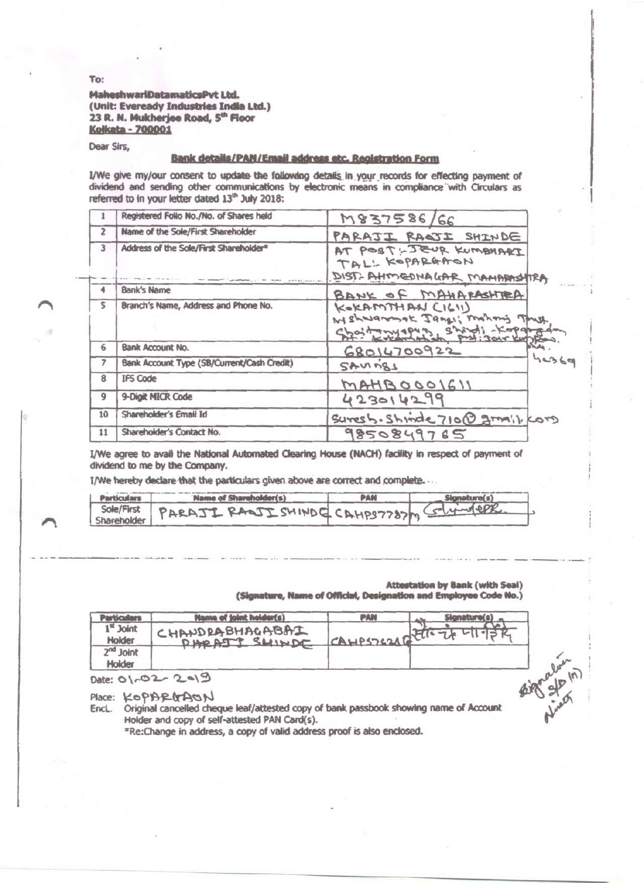To:

**MaheshwariDatamaticsPvt Ltd.**
**(Unit: Eveready Industries India Ltd.)**
**23 R. N. Mukherjee Road, 5th Floor**
**Kolkata - 700001**

Dear Sirs,

**Bank details/PAN/Email address etc. Registration Form**

I/We give my/our consent to update the following details in your records for effecting payment of dividend and sending other communications by electronic means in compliance with Circulars as referred to in your letter dated 13th July 2018:

| | | |
|---|---|---|
| 1 | Registered Folio No./No. of Shares held | M837586/66 |
| 2 | Name of the Sole/First Shareholder | PARAJI RAOJI SHINDE |
| 3 | Address of the Sole/First Shareholder* | AT POST:- JEUR KUMBHARI TAL:- KOPARGAON DIST:- AHMEDNAGAR MAHARASHTRA |
| 4 | Bank's Name | BANK OF MAHARASHTRA |
| 5 | Branch's Name, Address and Phone No. | KOKAMTHAN (1611) Vishwatmak Jangli Maharaj Trust, Chaitanyapur, Shirdi - Kopargaon, At: Kokamthan, Post: Jeur Kumbhari, Dist. 423601 |
| 6 | Bank Account No. | 68014700922 |
| 7 | Bank Account Type (SB/Current/Cash Credit) | Savings |
| 8 | IFS Code | MAHB0001611 |
| 9 | 9-Digit MICR Code | 423014299 |
| 10 | Shareholder's Email Id | suresh.shinde710@gmail.com |
| 11 | Shareholder's Contact No. | 9850849765 |

I/We agree to avail the National Automated Clearing House (NACH) facility in respect of payment of dividend to me by the Company.

I/We hereby declare that the particulars given above are correct and complete.

| Particulars | Name of Shareholder(s) | PAN | Signature(s) |
|---|---|---|---|
| Sole/First Shareholder | PARAJI RAOJI SHINDE | CAHPS7787M | Shinde PR. |

**Attestation by Bank (with Seal)**
**(Signature, Name of Official, Designation and Employee Code No.)**

| Particulars | Name of Joint holder(s) | PAN | Signature(s) |
|---|---|---|---|
| 1st Joint Holder | CHANDRABHAGABAI PARAJI SHINDE | CAHPS7621Q | चंद्रभागा शिंदे |
| 2nd Joint Holder | | | |

Date: 01-02-2019

Place: KOPARGAON

Encl. Original cancelled cheque leaf/attested copy of bank passbook showing name of Account Holder and copy of self-attested PAN Card(s).

*Re:Change in address, a copy of valid address proof is also enclosed.

Signature s/d (?) Verified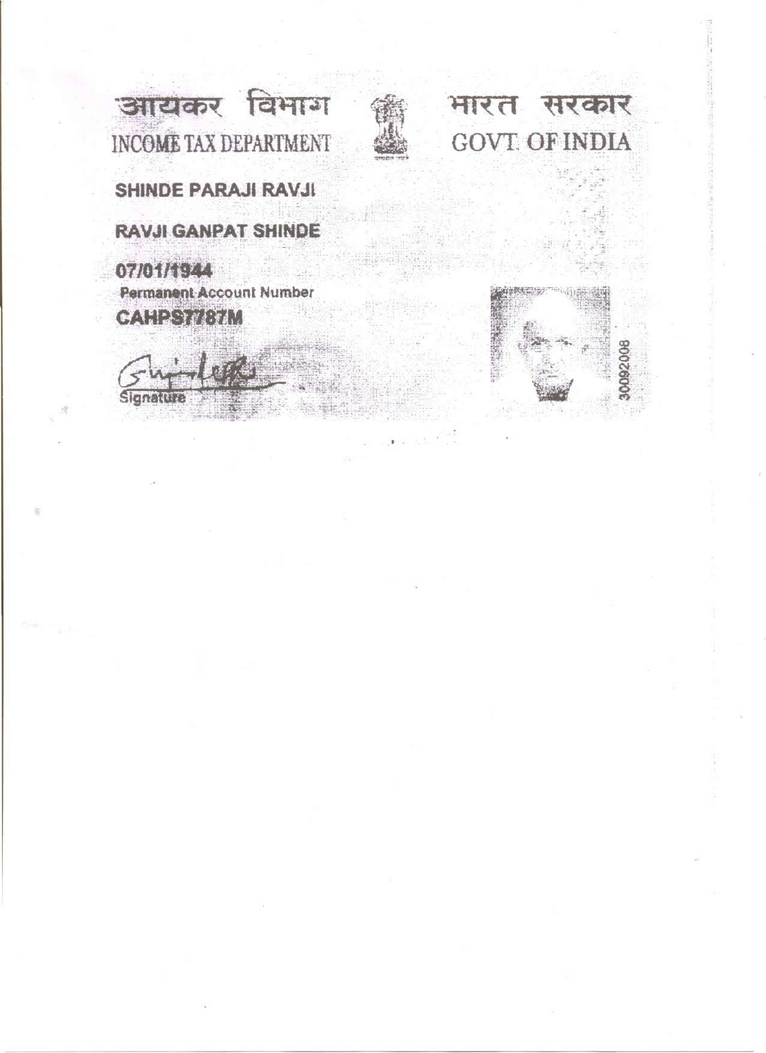आयकर विभाग

INCOME TAX DEPARTMENT

भारत सरकार

GOVT. OF INDIA

**SHINDE PARAJI RAVJI**

**RAVJI GANPAT SHINDE**

**07/01/1944**

**Permanent Account Number**

**CAHPS7787M**

Signature

30092008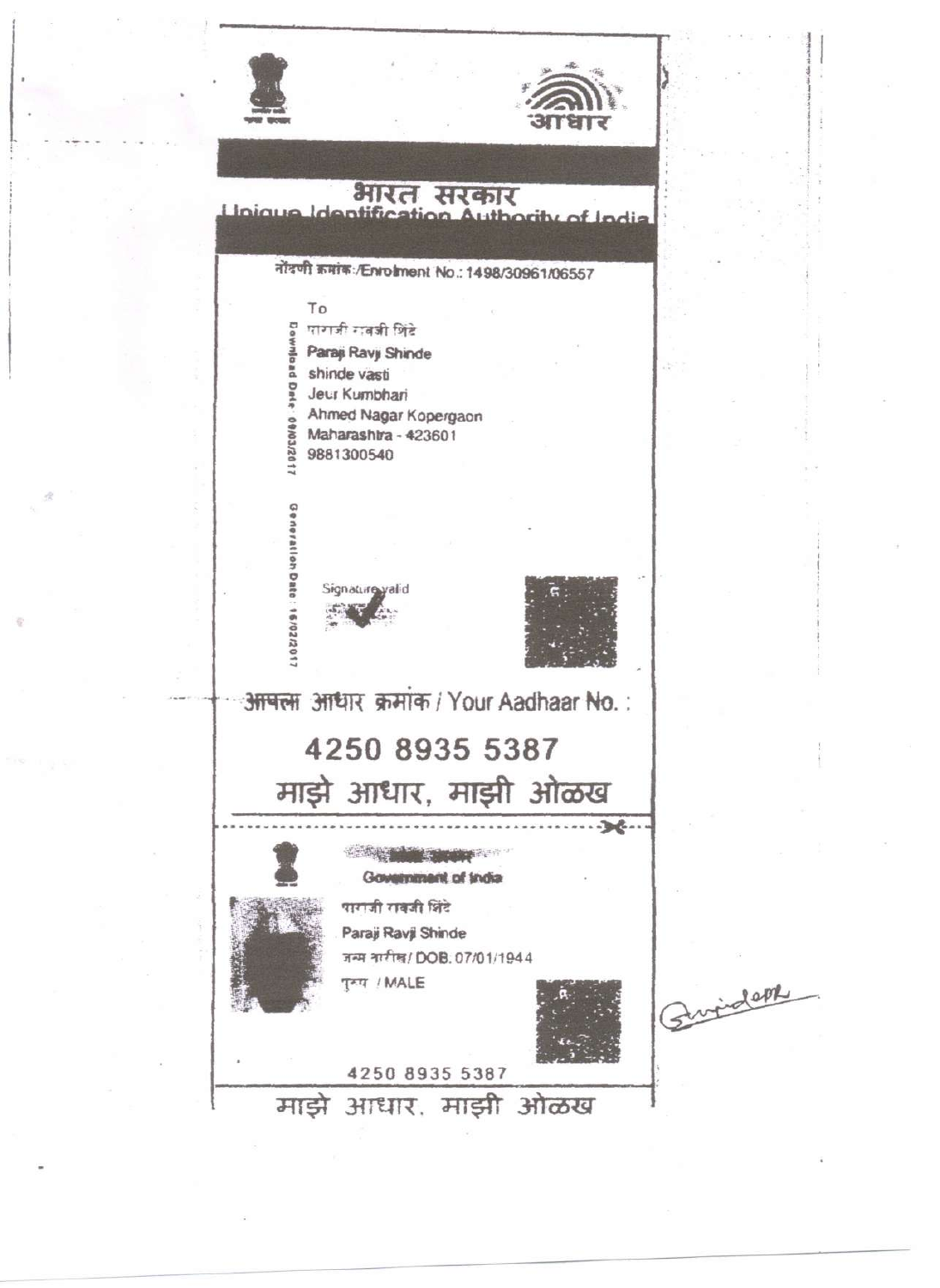आधार

# भारत सरकार

## Unique Identification Authority of India

नोंदणी क्रमांक:/Enrolment No.: 1498/30961/06557

To

पाराजी रावजी शिंदे
Paraji Ravji Shinde
shinde vasti
Jeur Kumbhari
Ahmed Nagar Kopergaon
Maharashtra - 423601
9881300540

Download Date: 09/03/2017

Generation Date: 16/02/2017

Signature valid

आपला आधार क्रमांक / Your Aadhaar No. :

## 4250 8935 5387

## माझे आधार, माझी ओळख

---

भारत सरकार
Government of India

पाराजी रावजी शिंदे
Paraji Ravji Shinde
जन्म तारीख/ DOB. 07/01/1944
पुरुष / MALE

4250 8935 5387

माझे आधार, माझी ओळख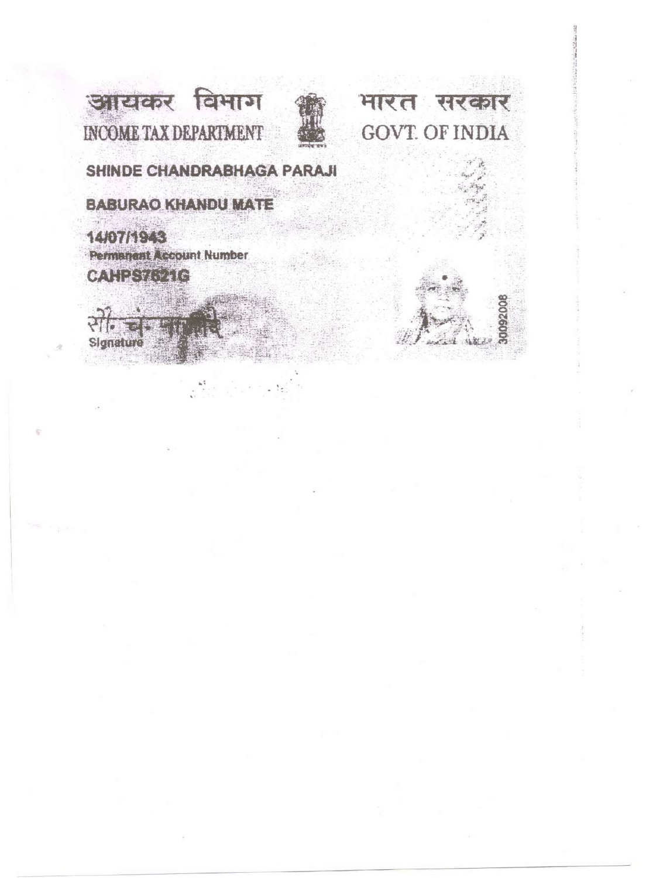आयकर विभाग

INCOME TAX DEPARTMENT

भारत सरकार

GOVT. OF INDIA

SHINDE CHANDRABHAGA PARAJI

BABURAO KHANDU MATE

14/07/1943

Permanent Account Number

CAHPS7621G

सौ. चं. भा...

Signature

30092008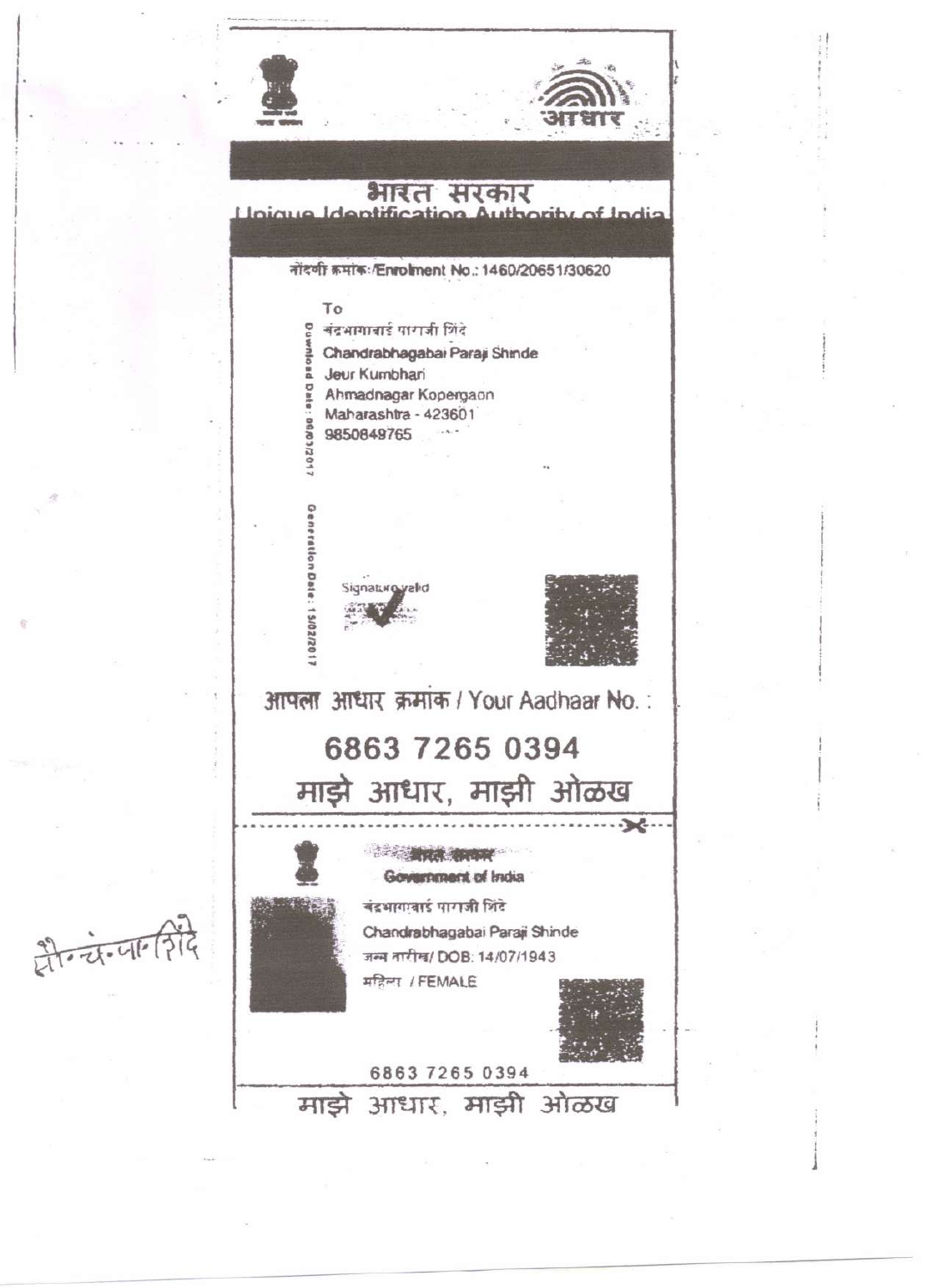भारत सरकार
Unique Identification Authority of India

नोंदणी क्रमांक/Enrolment No.: 1460/20651/30620

To
चंद्रभागाबाई पाराजी शिंदे
Chandrabhagabai Paraji Shinde
Jeur Kumbhari
Ahmadnagar Kopergaon
Maharashtra - 423601
9850849765

Download Date: 06/03/2017
Generation Date: 15/02/2017

Signature valid

आपला आधार क्रमांक / Your Aadhaar No. :

**6863 7265 0394**

माझे आधार, माझी ओळख

भारत सरकार
Government of India

चंद्रभागाबाई पाराजी शिंदे
Chandrabhagabai Paraji Shinde
जन्म तारीख/ DOB: 14/07/1943
महिला / FEMALE

6863 7265 0394

माझे आधार, माझी ओळख

सौ.चं.पा.शिंदे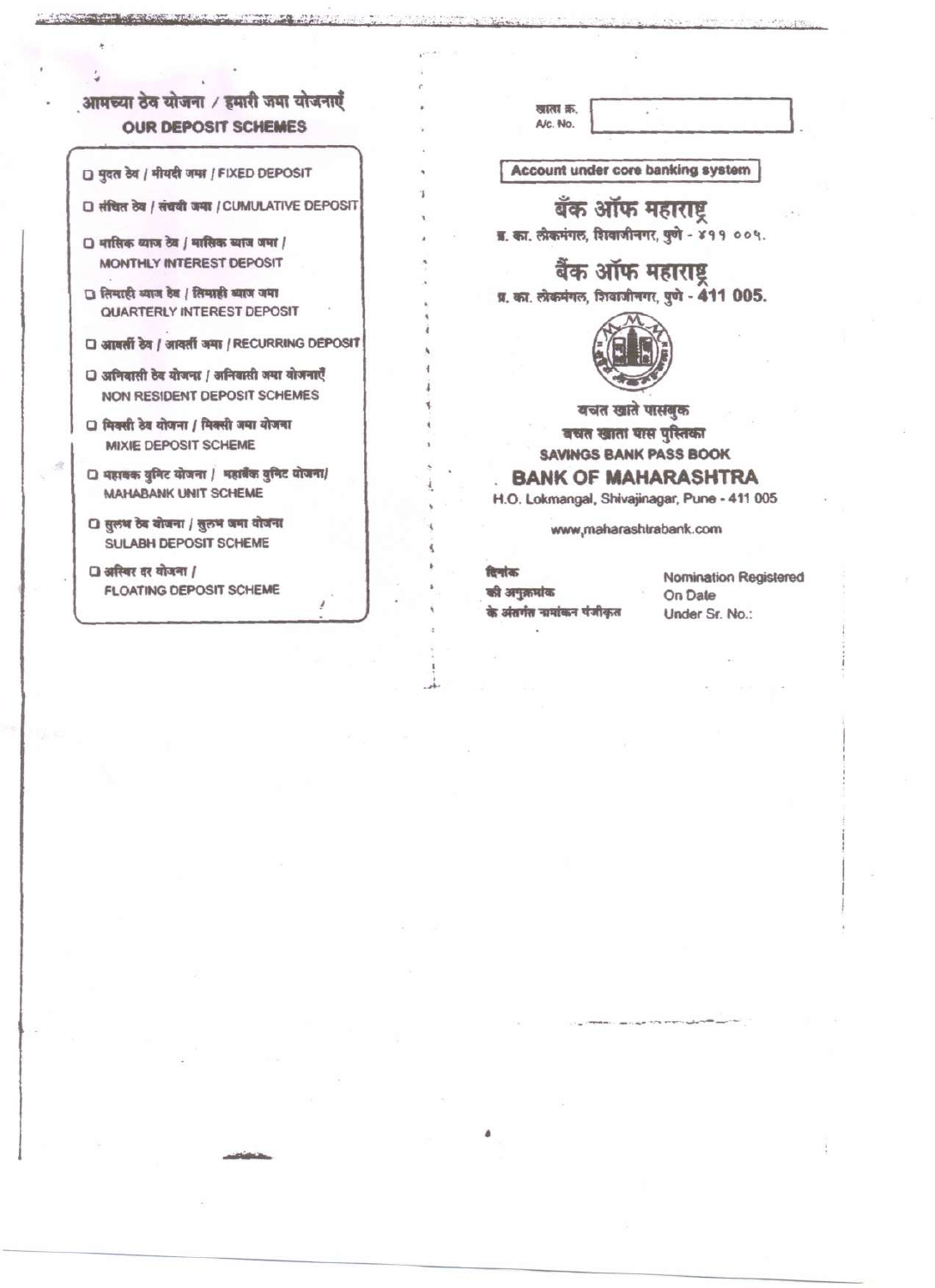## आमच्या ठेव योजना / हमारी जमा योजनाएँ

## OUR DEPOSIT SCHEMES

- ☐ मुदत ठेव / मीयदी जमा / FIXED DEPOSIT
- ☐ संचित ठेव / संचयी जमा / CUMULATIVE DEPOSIT
- ☐ मासिक व्याज ठेव / मासिक ब्याज जमा / MONTHLY INTEREST DEPOSIT
- ☐ तिमाही व्याज ठेव / तिमाही ब्याज जमा QUARTERLY INTEREST DEPOSIT
- ☐ आवर्ती ठेव / आवर्ती जमा / RECURRING DEPOSIT
- ☐ अनिवासी ठेव योजना / अनिवासी जमा योजनाएँ NON RESIDENT DEPOSIT SCHEMES
- ☐ मिक्सी ठेव योजना / मिक्सी जमा योजना MIXIE DEPOSIT SCHEME
- ☐ महाबँक युनिट योजना / महाबैंक युनिट योजना/ MAHABANK UNIT SCHEME
- ☐ सुलभ ठेव योजना / सुलभ जमा योजना SULABH DEPOSIT SCHEME
- ☐ अस्थिर दर योजना / FLOATING DEPOSIT SCHEME

खाता क्र.
A/c. No.

**Account under core banking system**

# बँक ऑफ महाराष्ट्र

प्र. का. लोकमंगल, शिवाजीनगर, पुणे - ४११ ००५.

# बैंक ऑफ महाराष्ट्र

प्र. का. लोकमंगल, शिवाजीनगर, पुणे - 411 005.

बचत खाते पासबुक

बचत खाता पास पुस्तिका

**SAVINGS BANK PASS BOOK**

## BANK OF MAHARASHTRA

H.O. Lokmangal, Shivajinagar, Pune - 411 005

www.maharashtrabank.com

दिनांक
की अनुक्रमांक
के अंतर्गत नामांकन पंजीकृत

Nomination Registered
On Date
Under Sr. No.: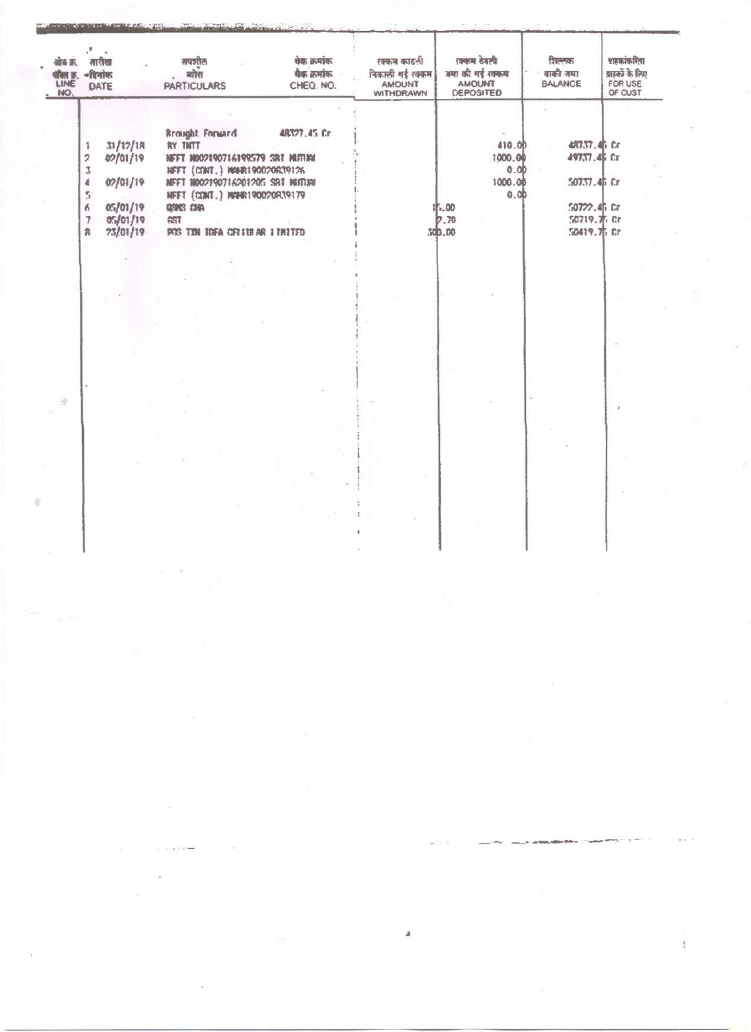| ओळ क्र. पंक्ति क्र. LINE NO. | तारीख दिनांक DATE | तपशील ब्योरा PARTICULARS | चेक क्रमांक चैक क्रमांक CHEQ. NO. | रक्कम काढली निकाली गई रक्कम AMOUNT WITHDRAWN | रक्कम ठेवली जमा की गई रक्कम AMOUNT DEPOSITED | शिल्लक बाकी जमा BALANCE | ग्राहकांकरिता ग्राहकों के लिए FOR USE OF CUST |
|---|---|---|---|---|---|---|---|
| | | Brought Forward | 48327.45 Cr | | | | |
| 1 | 31/12/18 | BY INTT | | | 410.00 | 48737.45 Cr | |
| 2 | 02/01/19 | NEFT N002190716199579 SBI MUTUAL | | | 1000.00 | 49737.45 Cr | |
| 3 | | NEFT (CONT.) MAHR190020R39126 | | | 0.00 | | |
| 4 | 02/01/19 | NEFT N002190716201205 SBI MUTUAL | | | 1000.00 | 50737.45 Cr | |
| 5 | | NEFT (CONT.) MAHR190020R39179 | | | 0.00 | | |
| 6 | 05/01/19 | QSMS CHA | | 15.00 | | 50722.45 Cr | |
| 7 | 05/01/19 | GST | | 2.70 | | 50719.75 Cr | |
| 8 | 23/01/19 | POS TIN IDEA CELLULAR LIMITED | | 300.00 | | 50419.75 Cr | |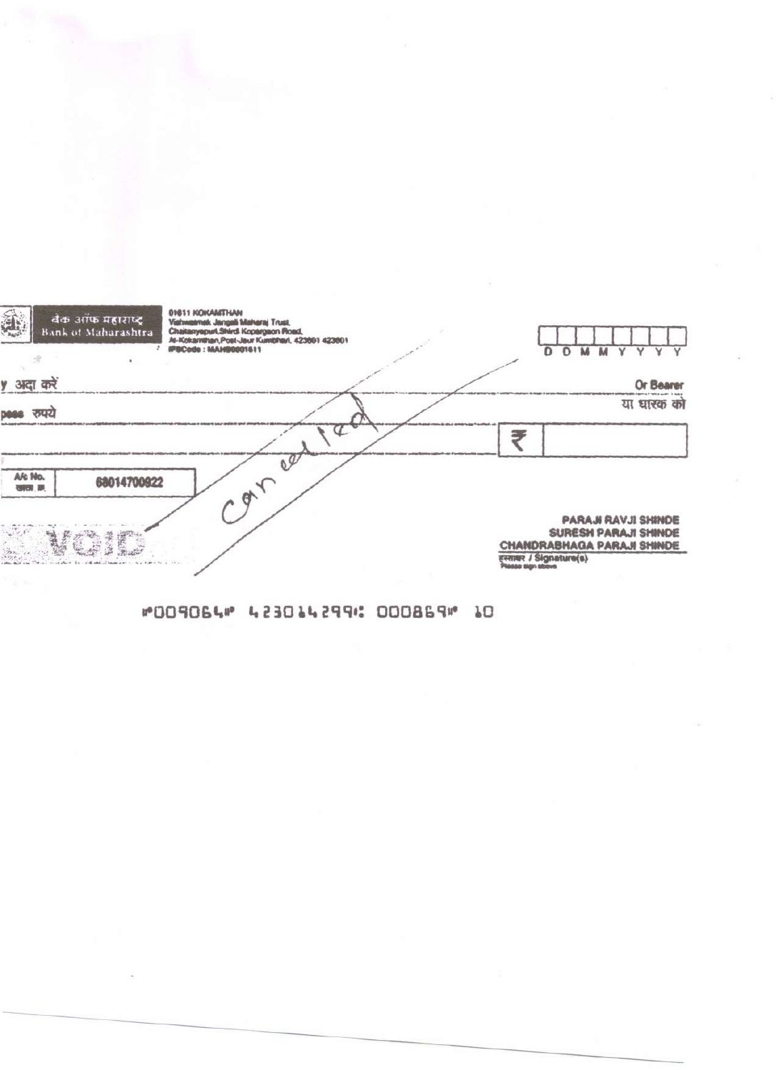बँक ऑफ महाराष्ट्र
Bank of Maharashtra

01611 KOKAMTHAN
Vishwatmak Jangali Maharaj Trust,
Chaitanyapuri,Shirdi Kopargaon Road,
At-Kokamthan,Post-Jaur Kumbhari, 423601 423601
IFSCode : MAHB0001611

D D M M Y Y Y Y

y अदा करें — Or Bearer

pees रुपये — या धारक को

₹

A/c No. खाता क्र. 68014700922

Cancelled

VOID

PARAJI RAVJI SHINDE
SURESH PARAJI SHINDE
CHANDRABHAGA PARAJI SHINDE
हस्ताक्षर / Signature(s)
Please sign above

⑈009064⑈ 423014299⑆ 000869⑈ 10